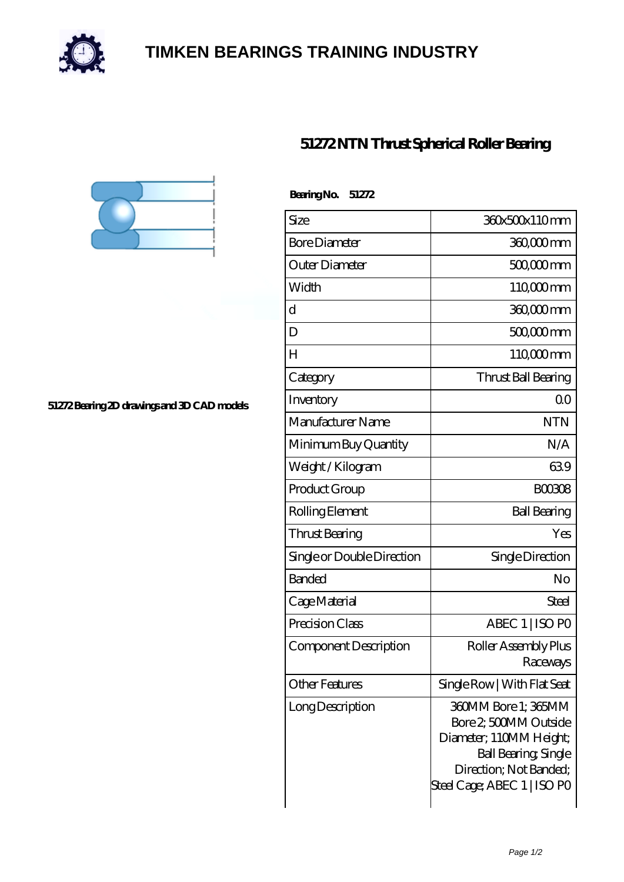# TIMKEN BEARINGS TRAINING INDUSTRY

## 51272 NTN Thrust Spherical Roller Bearing

51272 Bearing 2D drawings and 3D CAD models

**Bearing No. 51272**

| Size | 360x500x110 mm |
|---|---|
| Bore Diameter | 360,000 mm |
| Outer Diameter | 500,000 mm |
| Width | 110,000 mm |
| d | 360,000 mm |
| D | 500,000 mm |
| H | 110,000 mm |
| Category | Thrust Ball Bearing |
| Inventory | 0.0 |
| Manufacturer Name | NTN |
| Minimum Buy Quantity | N/A |
| Weight / Kilogram | 63.9 |
| Product Group | B00308 |
| Rolling Element | Ball Bearing |
| Thrust Bearing | Yes |
| Single or Double Direction | Single Direction |
| Banded | No |
| Cage Material | Steel |
| Precision Class | ABEC 1 \| ISO P0 |
| Component Description | Roller Assembly Plus Raceways |
| Other Features | Single Row \| With Flat Seat |
| Long Description | 360MM Bore 1; 365MM Bore 2; 500MM Outside Diameter; 110MM Height; Ball Bearing; Single Direction; Not Banded; Steel Cage; ABEC 1 \| ISO P0 |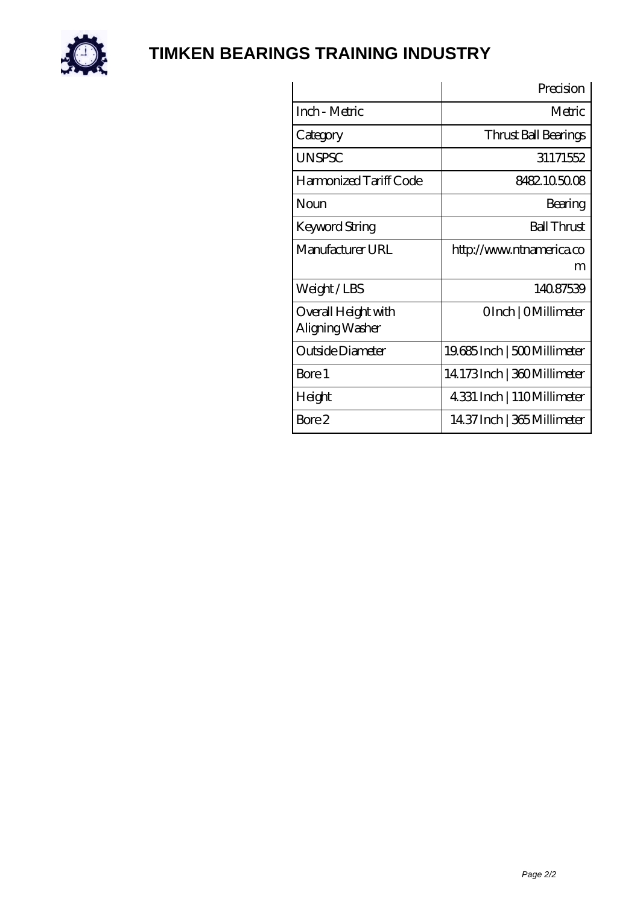| | |
|---|---|
| | Precision |
| Inch - Metric | Metric |
| Category | Thrust Ball Bearings |
| UNSPSC | 31171552 |
| Harmonized Tariff Code | 8482.10.50.08 |
| Noun | Bearing |
| Keyword String | Ball Thrust |
| Manufacturer URL | http://www.ntnamerica.com |
| Weight / LBS | 140.87539 |
| Overall Height with Aligning Washer | 0 Inch \| 0 Millimeter |
| Outside Diameter | 19.685 Inch \| 500 Millimeter |
| Bore 1 | 14.173 Inch \| 360 Millimeter |
| Height | 4.331 Inch \| 110 Millimeter |
| Bore 2 | 14.37 Inch \| 365 Millimeter |